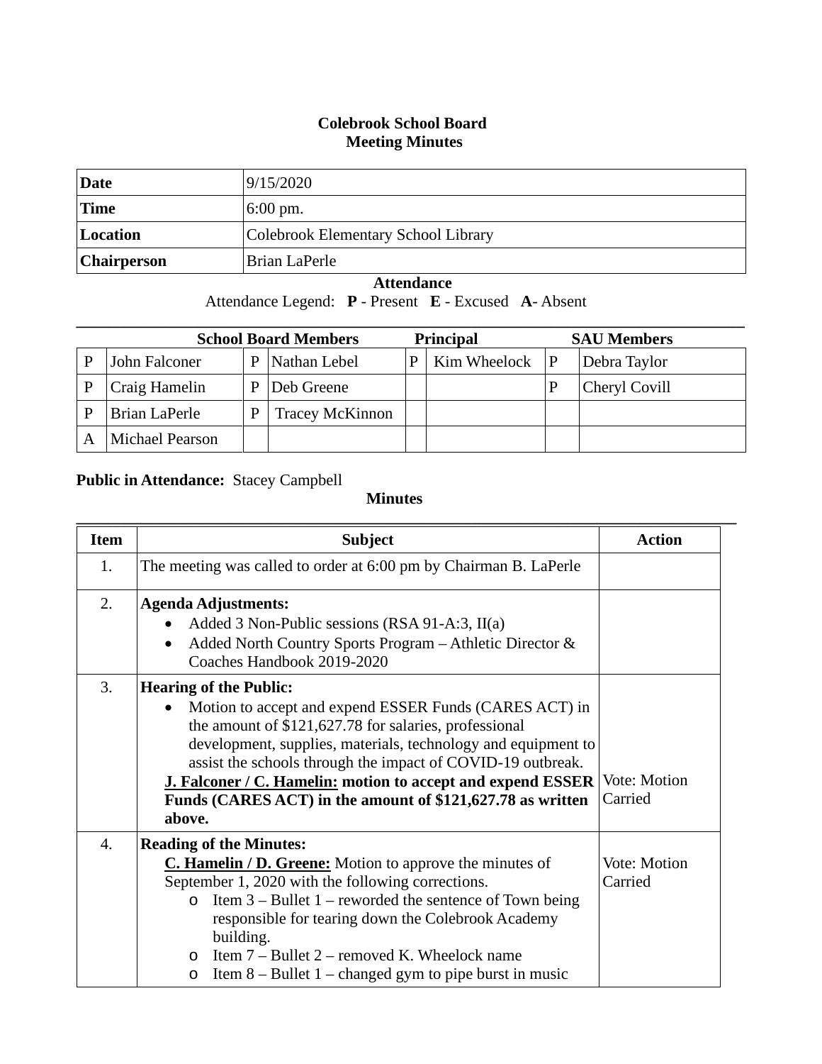# Colebrook School Board
## Meeting Minutes

| | |
|---|---|
| **Date** | 9/15/2020 |
| **Time** | 6:00 pm. |
| **Location** | Colebrook Elementary School Library |
| **Chairperson** | Brian LaPerle |

**Attendance**

Attendance Legend: **P** - Present **E** - Excused **A**- Absent

| School Board Members | | | | Principal | | SAU Members | |
|---|---|---|---|---|---|---|---|
| P | John Falconer | P | Nathan Lebel | P | Kim Wheelock | P | Debra Taylor |
| P | Craig Hamelin | P | Deb Greene | | | P | Cheryl Covill |
| P | Brian LaPerle | P | Tracey McKinnon | | | | |
| A | Michael Pearson | | | | | | |

**Public in Attendance:** Stacey Campbell

**Minutes**

| Item | Subject | Action |
|---|---|---|
| 1. | The meeting was called to order at 6:00 pm by Chairman B. LaPerle | |
| 2. | **Agenda Adjustments:**<br>• Added 3 Non-Public sessions (RSA 91-A:3, II(a)<br>• Added North Country Sports Program – Athletic Director & Coaches Handbook 2019-2020 | |
| 3. | **Hearing of the Public:**<br>• Motion to accept and expend ESSER Funds (CARES ACT) in the amount of $121,627.78 for salaries, professional development, supplies, materials, technology and equipment to assist the schools through the impact of COVID-19 outbreak.<br>**J. Falconer / C. Hamelin: motion to accept and expend ESSER Funds (CARES ACT) in the amount of $121,627.78 as written above.** | Vote: Motion Carried |
| 4. | **Reading of the Minutes:**<br>**C. Hamelin / D. Greene:** Motion to approve the minutes of September 1, 2020 with the following corrections.<br>o Item 3 – Bullet 1 – reworded the sentence of Town being responsible for tearing down the Colebrook Academy building.<br>o Item 7 – Bullet 2 – removed K. Wheelock name<br>o Item 8 – Bullet 1 – changed gym to pipe burst in music | Vote: Motion Carried |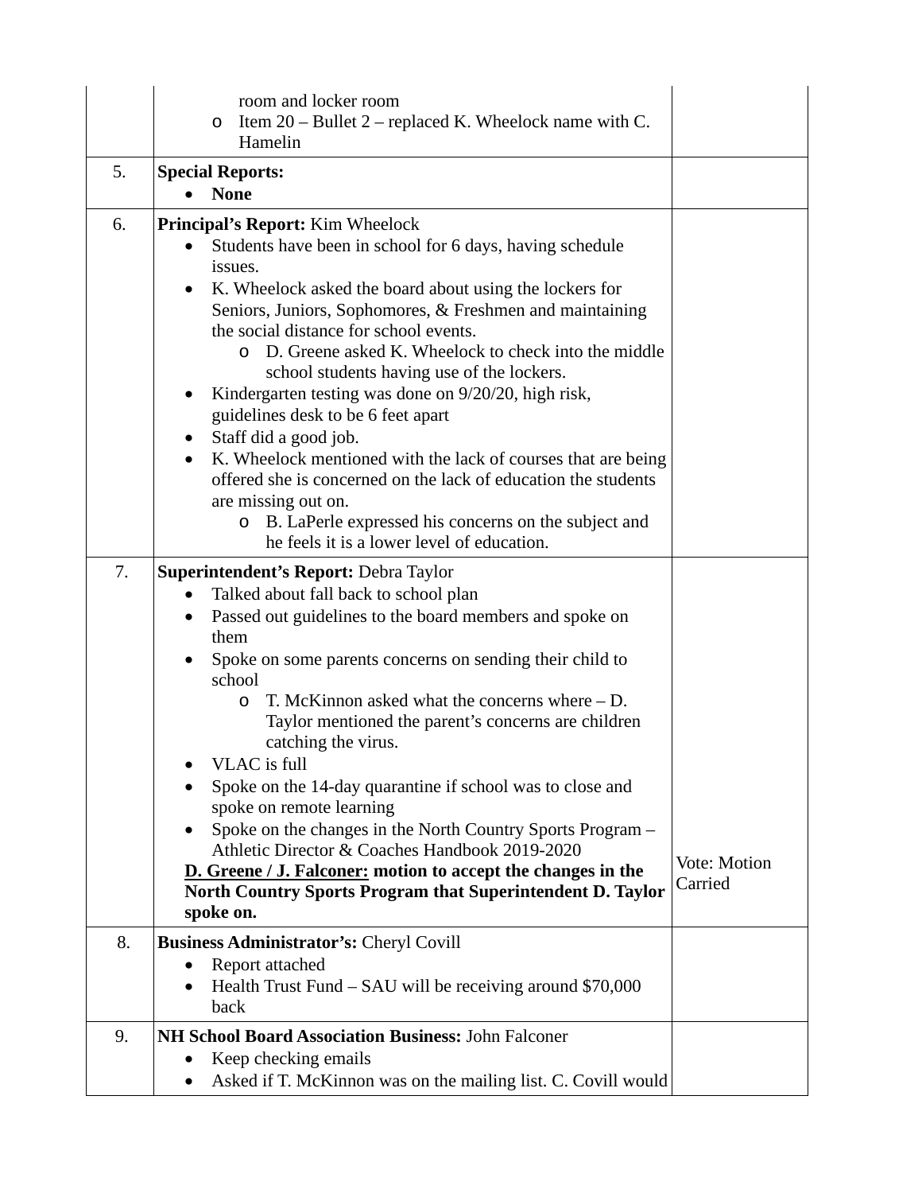| | | |
|---|---|---|
| | room and locker room<br>o Item 20 – Bullet 2 – replaced K. Wheelock name with C. Hamelin | |
| 5. | **Special Reports:**<br>• **None** | |
| 6. | **Principal's Report:** Kim Wheelock<br>• Students have been in school for 6 days, having schedule issues.<br>• K. Wheelock asked the board about using the lockers for Seniors, Juniors, Sophomores, & Freshmen and maintaining the social distance for school events.<br>o D. Greene asked K. Wheelock to check into the middle school students having use of the lockers.<br>• Kindergarten testing was done on 9/20/20, high risk, guidelines desk to be 6 feet apart<br>• Staff did a good job.<br>• K. Wheelock mentioned with the lack of courses that are being offered she is concerned on the lack of education the students are missing out on.<br>o B. LaPerle expressed his concerns on the subject and he feels it is a lower level of education. | |
| 7. | **Superintendent's Report:** Debra Taylor<br>• Talked about fall back to school plan<br>• Passed out guidelines to the board members and spoke on them<br>• Spoke on some parents concerns on sending their child to school<br>o T. McKinnon asked what the concerns where – D. Taylor mentioned the parent's concerns are children catching the virus.<br>• VLAC is full<br>• Spoke on the 14-day quarantine if school was to close and spoke on remote learning<br>• Spoke on the changes in the North Country Sports Program – Athletic Director & Coaches Handbook 2019-2020<br>**<u>D. Greene / J. Falconer:</u> motion to accept the changes in the North Country Sports Program that Superintendent D. Taylor spoke on.** | Vote: Motion Carried |
| 8. | **Business Administrator's:** Cheryl Covill<br>• Report attached<br>• Health Trust Fund – SAU will be receiving around $70,000 back | |
| 9. | **NH School Board Association Business:** John Falconer<br>• Keep checking emails<br>• Asked if T. McKinnon was on the mailing list. C. Covill would | |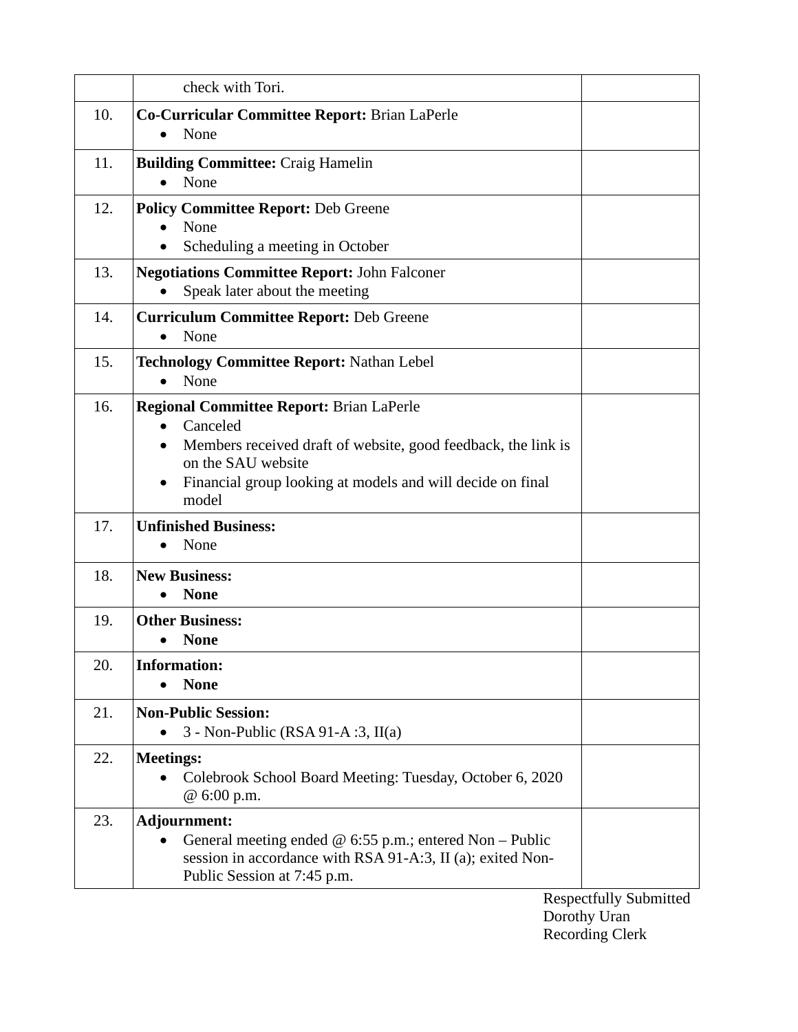| | | |
|---|---|---|
| | check with Tori. | |
| 10. | **Co-Curricular Committee Report:** Brian LaPerle<br>• None | |
| 11. | **Building Committee:** Craig Hamelin<br>• None | |
| 12. | **Policy Committee Report:** Deb Greene<br>• None<br>• Scheduling a meeting in October | |
| 13. | **Negotiations Committee Report:** John Falconer<br>• Speak later about the meeting | |
| 14. | **Curriculum Committee Report:** Deb Greene<br>• None | |
| 15. | **Technology Committee Report:** Nathan Lebel<br>• None | |
| 16. | **Regional Committee Report:** Brian LaPerle<br>• Canceled<br>• Members received draft of website, good feedback, the link is on the SAU website<br>• Financial group looking at models and will decide on final model | |
| 17. | **Unfinished Business:**<br>• None | |
| 18. | **New Business:**<br>• **None** | |
| 19. | **Other Business:**<br>• **None** | |
| 20. | **Information:**<br>• **None** | |
| 21. | **Non-Public Session:**<br>• 3 - Non-Public (RSA 91-A :3, II(a) | |
| 22. | **Meetings:**<br>• Colebrook School Board Meeting: Tuesday, October 6, 2020 @ 6:00 p.m. | |
| 23. | **Adjournment:**<br>• General meeting ended @ 6:55 p.m.; entered Non – Public session in accordance with RSA 91-A:3, II (a); exited Non-Public Session at 7:45 p.m. | |

Respectfully Submitted
Dorothy Uran
Recording Clerk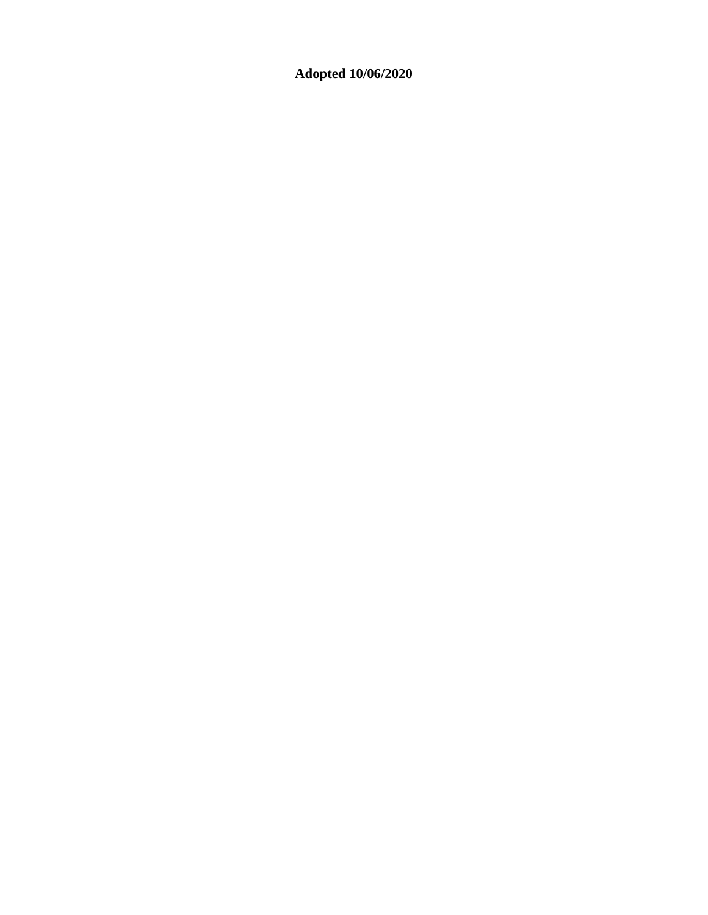**Adopted 10/06/2020**